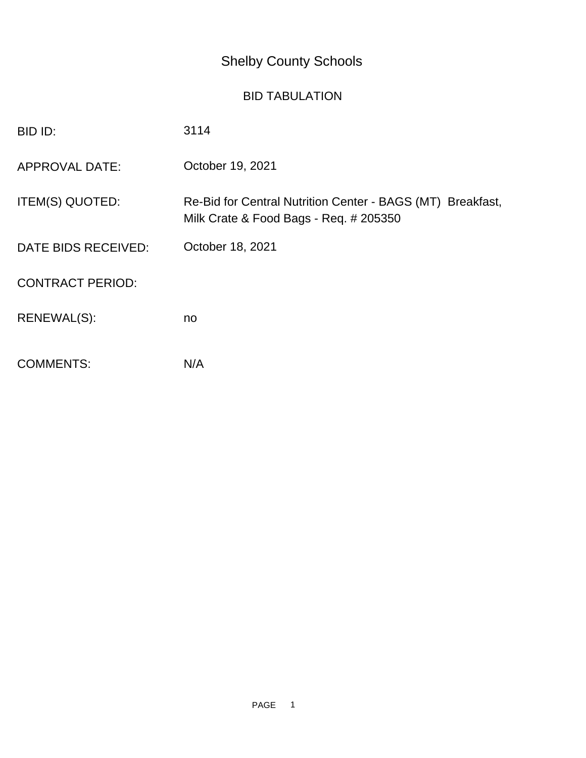# Shelby County Schools

## BID TABULATION

| | |
|---|---|
| BID ID: | 3114 |
| APPROVAL DATE: | October 19, 2021 |
| ITEM(S) QUOTED: | Re-Bid for Central Nutrition Center - BAGS (MT) Breakfast, Milk Crate & Food Bags - Req. # 205350 |
| DATE BIDS RECEIVED: | October 18, 2021 |
| CONTRACT PERIOD: | |
| RENEWAL(S): | no |
| COMMENTS: | N/A |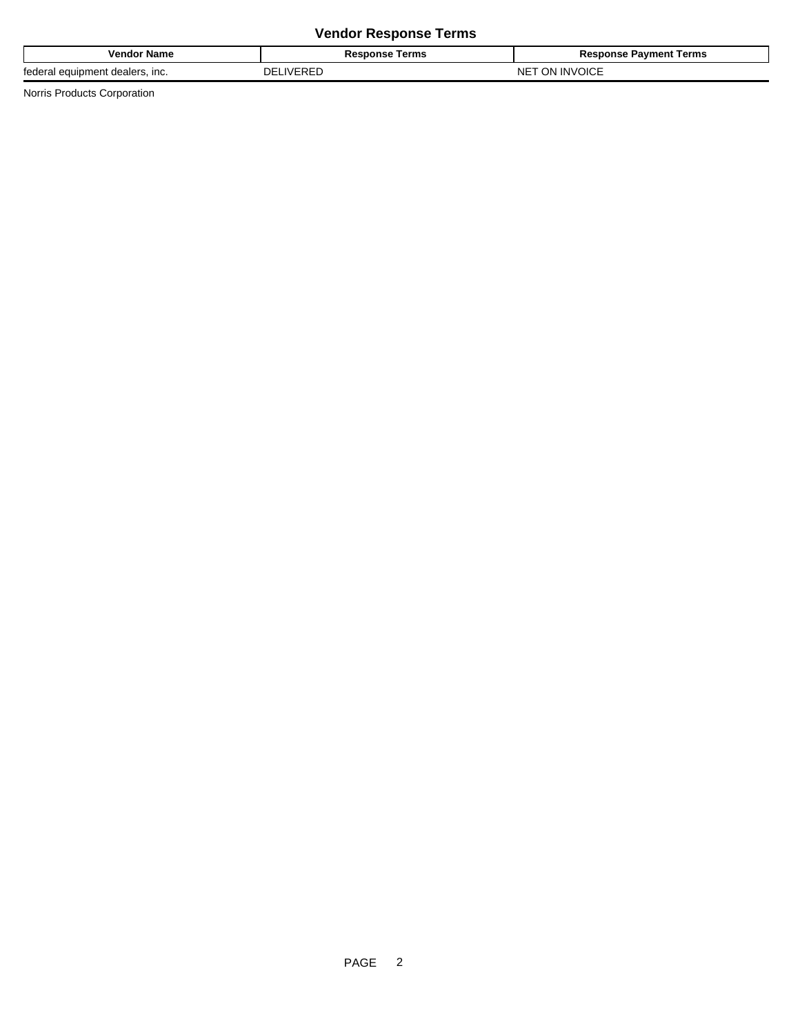## Vendor Response Terms

| Vendor Name | Response Terms | Response Payment Terms |
| --- | --- | --- |
| federal equipment dealers, inc. | DELIVERED | NET ON INVOICE |

Norris Products Corporation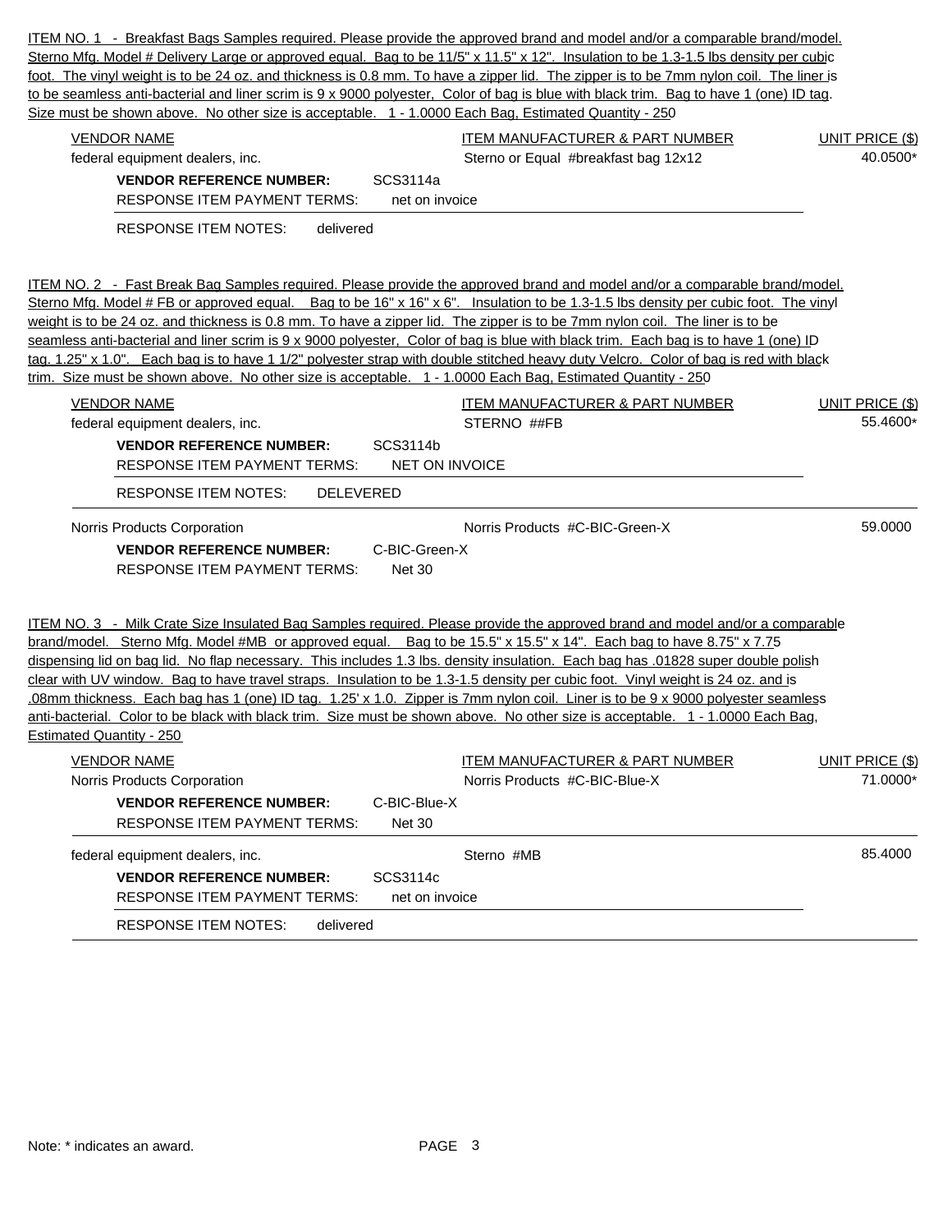ITEM NO. 1 - Breakfast Bags Samples required. Please provide the approved brand and model and/or a comparable brand/model. Sterno Mfg. Model # Delivery Large or approved equal. Bag to be 11/5" x 11.5" x 12". Insulation to be 1.3-1.5 lbs density per cubic foot. The vinyl weight is to be 24 oz. and thickness is 0.8 mm. To have a zipper lid. The zipper is to be 7mm nylon coil. The liner is to be seamless anti-bacterial and liner scrim is 9 x 9000 polyester, Color of bag is blue with black trim. Bag to have 1 (one) ID tag. Size must be shown above. No other size is acceptable. 1 - 1.0000 Each Bag, Estimated Quantity - 250

| VENDOR NAME | ITEM MANUFACTURER & PART NUMBER | UNIT PRICE ($) |
|---|---|---|
| federal equipment dealers, inc. | Sterno or Equal #breakfast bag 12x12 | 40.0500* |

**VENDOR REFERENCE NUMBER:** SCS3114a
RESPONSE ITEM PAYMENT TERMS: net on invoice
RESPONSE ITEM NOTES: delivered

ITEM NO. 2 - Fast Break Bag Samples required. Please provide the approved brand and model and/or a comparable brand/model. Sterno Mfg. Model # FB or approved equal. Bag to be 16" x 16" x 6". Insulation to be 1.3-1.5 lbs density per cubic foot. The vinyl weight is to be 24 oz. and thickness is 0.8 mm. To have a zipper lid. The zipper is to be 7mm nylon coil. The liner is to be seamless anti-bacterial and liner scrim is 9 x 9000 polyester, Color of bag is blue with black trim. Each bag is to have 1 (one) ID tag. 1.25" x 1.0". Each bag is to have 1 1/2" polyester strap with double stitched heavy duty Velcro. Color of bag is red with black trim. Size must be shown above. No other size is acceptable. 1 - 1.0000 Each Bag, Estimated Quantity - 250

| VENDOR NAME | ITEM MANUFACTURER & PART NUMBER | UNIT PRICE ($) |
|---|---|---|
| federal equipment dealers, inc. | STERNO ##FB | 55.4600* |

**VENDOR REFERENCE NUMBER:** SCS3114b
RESPONSE ITEM PAYMENT TERMS: NET ON INVOICE
RESPONSE ITEM NOTES: DELEVERED

| VENDOR NAME | ITEM MANUFACTURER & PART NUMBER | UNIT PRICE ($) |
|---|---|---|
| Norris Products Corporation | Norris Products #C-BIC-Green-X | 59.0000 |

**VENDOR REFERENCE NUMBER:** C-BIC-Green-X
RESPONSE ITEM PAYMENT TERMS: Net 30

ITEM NO. 3 - Milk Crate Size Insulated Bag Samples required. Please provide the approved brand and model and/or a comparable brand/model. Sterno Mfg. Model #MB or approved equal. Bag to be 15.5" x 15.5" x 14". Each bag to have 8.75" x 7.75 dispensing lid on bag lid. No flap necessary. This includes 1.3 lbs. density insulation. Each bag has .01828 super double polish clear with UV window. Bag to have travel straps. Insulation to be 1.3-1.5 density per cubic foot. Vinyl weight is 24 oz. and is .08mm thickness. Each bag has 1 (one) ID tag. 1.25' x 1.0. Zipper is 7mm nylon coil. Liner is to be 9 x 9000 polyester seamless anti-bacterial. Color to be black with black trim. Size must be shown above. No other size is acceptable. 1 - 1.0000 Each Bag, Estimated Quantity - 250

| VENDOR NAME | ITEM MANUFACTURER & PART NUMBER | UNIT PRICE ($) |
|---|---|---|
| Norris Products Corporation | Norris Products #C-BIC-Blue-X | 71.0000* |

**VENDOR REFERENCE NUMBER:** C-BIC-Blue-X
RESPONSE ITEM PAYMENT TERMS: Net 30

| VENDOR NAME | ITEM MANUFACTURER & PART NUMBER | UNIT PRICE ($) |
|---|---|---|
| federal equipment dealers, inc. | Sterno #MB | 85.4000 |

**VENDOR REFERENCE NUMBER:** SCS3114c
RESPONSE ITEM PAYMENT TERMS: net on invoice
RESPONSE ITEM NOTES: delivered

Note: * indicates an award.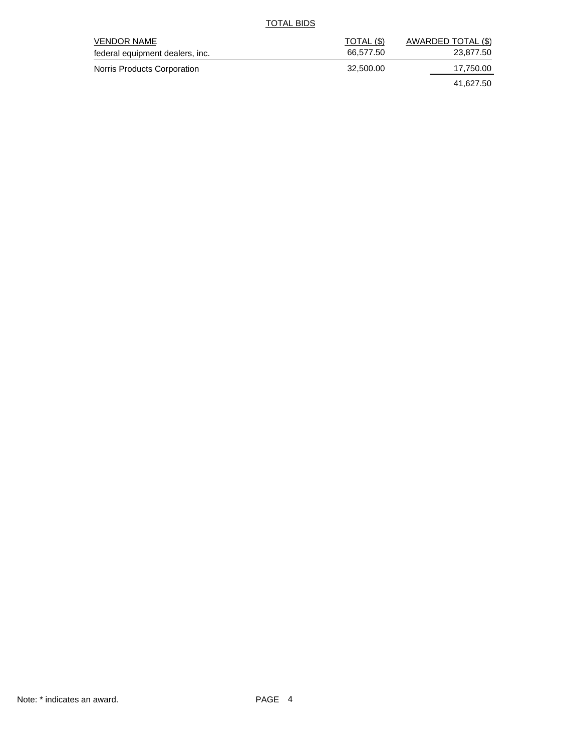TOTAL BIDS

| VENDOR NAME | TOTAL ($) | AWARDED TOTAL ($) |
| --- | --- | --- |
| federal equipment dealers, inc. | 66,577.50 | 23,877.50 |
| Norris Products Corporation | 32,500.00 | 17,750.00 |
| | | 41,627.50 |

Note: * indicates an award.